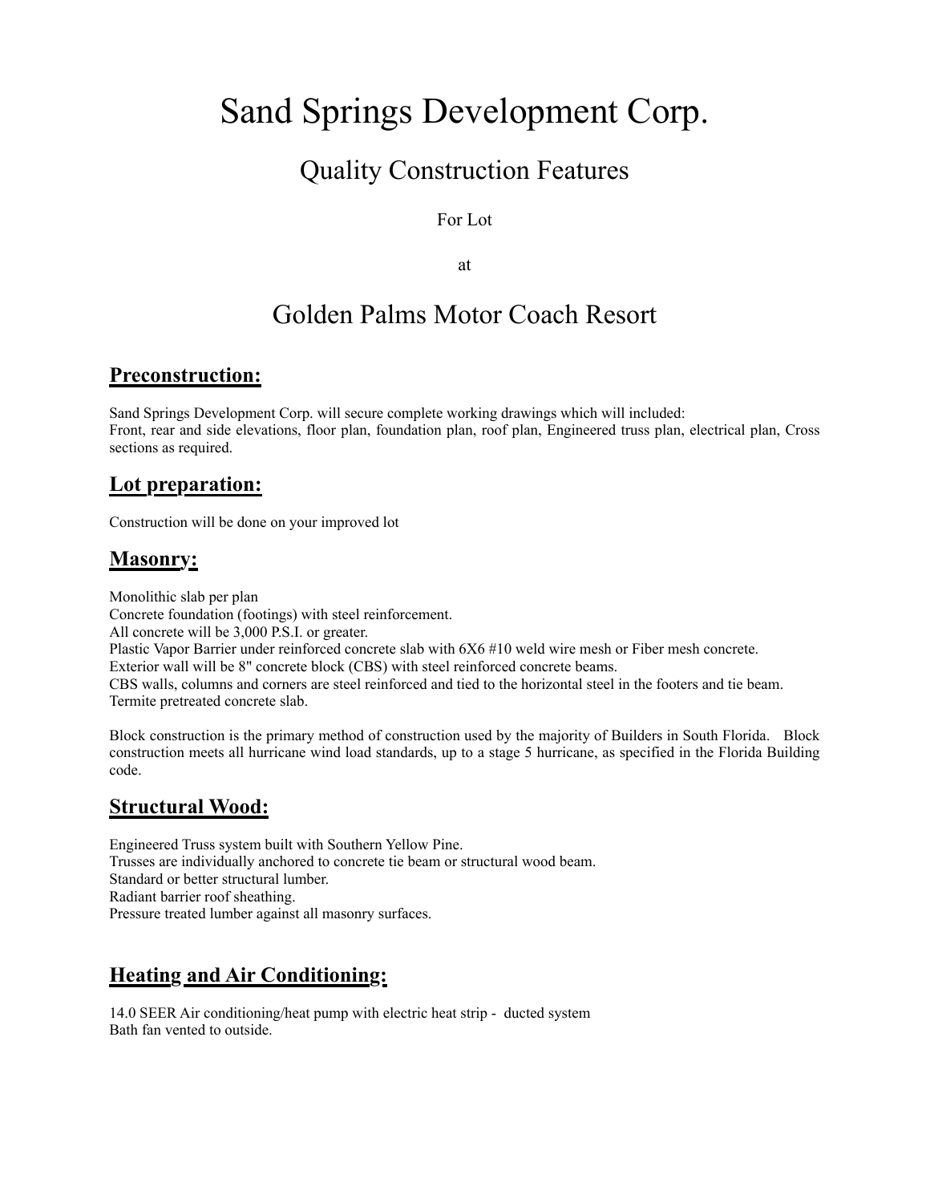# Sand Springs Development Corp.

## Quality Construction Features

For Lot

at

## Golden Palms Motor Coach Resort

### **Preconstruction:**

Sand Springs Development Corp. will secure complete working drawings which will included:
Front, rear and side elevations, floor plan, foundation plan, roof plan, Engineered truss plan, electrical plan, Cross sections as required.

### **Lot preparation:**

Construction will be done on your improved lot

### **Masonry:**

Monolithic slab per plan
Concrete foundation (footings) with steel reinforcement.
All concrete will be 3,000 P.S.I. or greater.
Plastic Vapor Barrier under reinforced concrete slab with 6X6 #10 weld wire mesh or Fiber mesh concrete.
Exterior wall will be 8" concrete block (CBS) with steel reinforced concrete beams.
CBS walls, columns and corners are steel reinforced and tied to the horizontal steel in the footers and tie beam.
Termite pretreated concrete slab.

Block construction is the primary method of construction used by the majority of Builders in South Florida. Block construction meets all hurricane wind load standards, up to a stage 5 hurricane, as specified in the Florida Building code.

### **Structural Wood:**

Engineered Truss system built with Southern Yellow Pine.
Trusses are individually anchored to concrete tie beam or structural wood beam.
Standard or better structural lumber.
Radiant barrier roof sheathing.
Pressure treated lumber against all masonry surfaces.

### **Heating and Air Conditioning:**

14.0 SEER Air conditioning/heat pump with electric heat strip - ducted system
Bath fan vented to outside.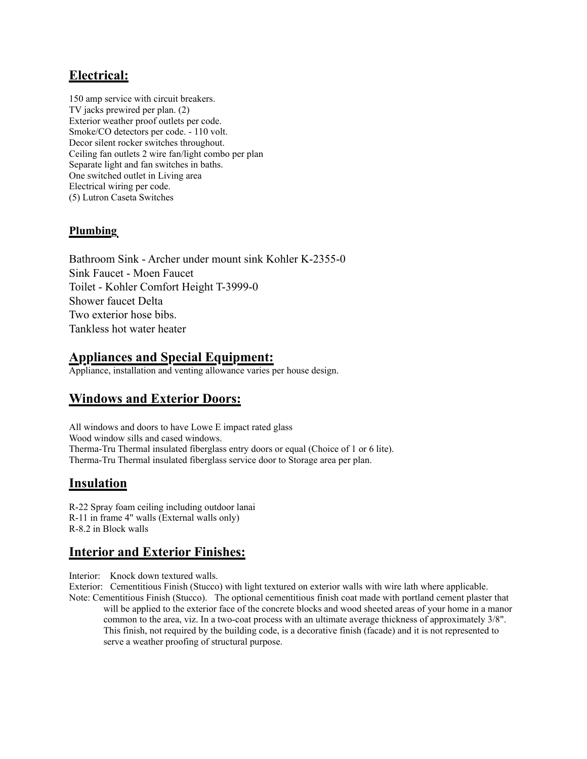## Electrical:

150 amp service with circuit breakers.
TV jacks prewired per plan. (2)
Exterior weather proof outlets per code.
Smoke/CO detectors per code. - 110 volt.
Decor silent rocker switches throughout.
Ceiling fan outlets 2 wire fan/light combo per plan
Separate light and fan switches in baths.
One switched outlet in Living area
Electrical wiring per code.
(5) Lutron Caseta Switches

### Plumbing

Bathroom Sink - Archer under mount sink Kohler K-2355-0
Sink Faucet - Moen Faucet
Toilet - Kohler Comfort Height T-3999-0
Shower faucet Delta
Two exterior hose bibs.
Tankless hot water heater

## Appliances and Special Equipment:

Appliance, installation and venting allowance varies per house design.

## Windows and Exterior Doors:

All windows and doors to have Lowe E impact rated glass
Wood window sills and cased windows.
Therma-Tru Thermal insulated fiberglass entry doors or equal (Choice of 1 or 6 lite).
Therma-Tru Thermal insulated fiberglass service door to Storage area per plan.

## Insulation

R-22 Spray foam ceiling including outdoor lanai
R-11 in frame 4" walls (External walls only)
R-8.2 in Block walls

## Interior and Exterior Finishes:

Interior: Knock down textured walls.
Exterior: Cementitious Finish (Stucco) with light textured on exterior walls with wire lath where applicable.
Note: Cementitious Finish (Stucco). The optional cementitious finish coat made with portland cement plaster that will be applied to the exterior face of the concrete blocks and wood sheeted areas of your home in a manor common to the area, viz. In a two-coat process with an ultimate average thickness of approximately 3/8". This finish, not required by the building code, is a decorative finish (facade) and it is not represented to serve a weather proofing of structural purpose.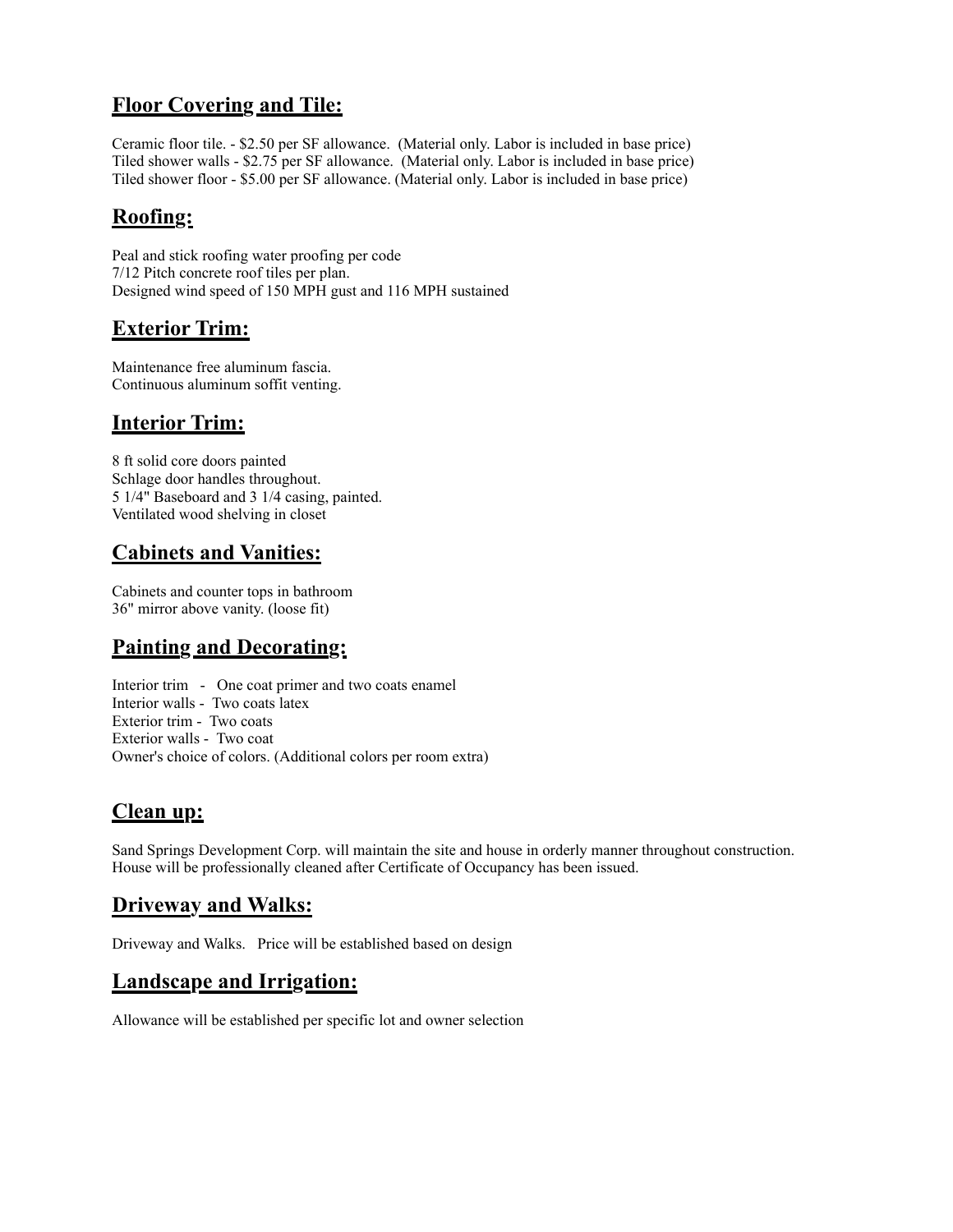## Floor Covering and Tile:

Ceramic floor tile. - $2.50 per SF allowance.  (Material only. Labor is included in base price)
Tiled shower walls - $2.75 per SF allowance.  (Material only. Labor is included in base price)
Tiled shower floor - $5.00 per SF allowance. (Material only. Labor is included in base price)

## Roofing:

Peal and stick roofing water proofing per code
7/12 Pitch concrete roof tiles per plan.
Designed wind speed of 150 MPH gust and 116 MPH sustained

## Exterior Trim:

Maintenance free aluminum fascia.
Continuous aluminum soffit venting.

## Interior Trim:

8 ft solid core doors painted
Schlage door handles throughout.
5 1/4" Baseboard and 3 1/4 casing, painted.
Ventilated wood shelving in closet

## Cabinets and Vanities:

Cabinets and counter tops in bathroom
36" mirror above vanity. (loose fit)

## Painting and Decorating:

Interior trim   -   One coat primer and two coats enamel
Interior walls -  Two coats latex
Exterior trim -  Two coats
Exterior walls -  Two coat
Owner's choice of colors. (Additional colors per room extra)

## Clean up:

Sand Springs Development Corp. will maintain the site and house in orderly manner throughout construction.
House will be professionally cleaned after Certificate of Occupancy has been issued.

## Driveway and Walks:

Driveway and Walks.   Price will be established based on design

## Landscape and Irrigation:

Allowance will be established per specific lot and owner selection